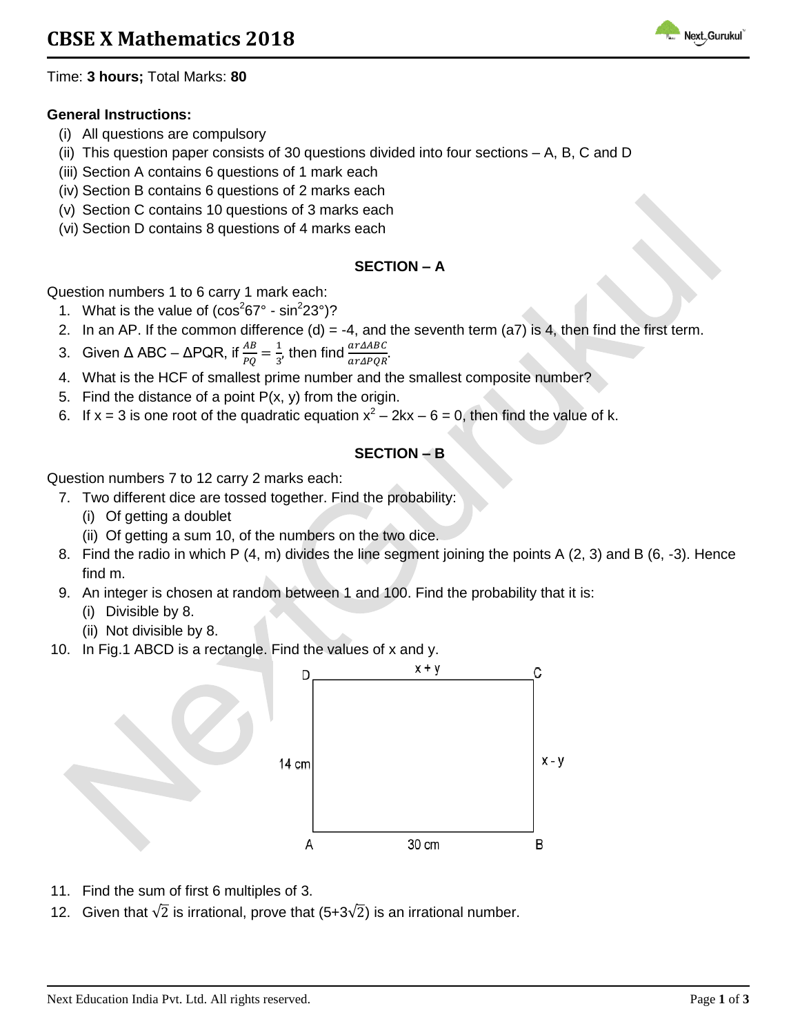# CBSE X Mathematics 2018

Time: **3 hours;** Total Marks: **80**

**General Instructions:**

(i) All questions are compulsory
(ii) This question paper consists of 30 questions divided into four sections – A, B, C and D
(iii) Section A contains 6 questions of 1 mark each
(iv) Section B contains 6 questions of 2 marks each
(v) Section C contains 10 questions of 3 marks each
(vi) Section D contains 8 questions of 4 marks each

## SECTION – A

Question numbers 1 to 6 carry 1 mark each:

1. What is the value of ($\cos^2 67° - \sin^2 23°$)?
2. In an AP. If the common difference (d) = -4, and the seventh term ($a_7$) is 4, then find the first term.
3. Given Δ ABC – ΔPQR, if $\frac{AB}{PQ} = \frac{1}{3}$, then find $\frac{ar\Delta ABC}{ar\Delta PQR}$.
4. What is the HCF of smallest prime number and the smallest composite number?
5. Find the distance of a point P(x, y) from the origin.
6. If x = 3 is one root of the quadratic equation $x^2 - 2kx - 6 = 0$, then find the value of k.

## SECTION – B

Question numbers 7 to 12 carry 2 marks each:

7. Two different dice are tossed together. Find the probability:
   (i) Of getting a doublet
   (ii) Of getting a sum 10, of the numbers on the two dice.
8. Find the radio in which P (4, m) divides the line segment joining the points A (2, 3) and B (6, -3). Hence find m.
9. An integer is chosen at random between 1 and 100. Find the probability that it is:
   (i) Divisible by 8.
   (ii) Not divisible by 8.
10. In Fig.1 ABCD is a rectangle. Find the values of x and y.

    Rectangle ABCD: DC = x + y, AB = 30 cm, AD = 14 cm, BC = x - y

11. Find the sum of first 6 multiples of 3.
12. Given that $\sqrt{2}$ is irrational, prove that $(5+3\sqrt{2})$ is an irrational number.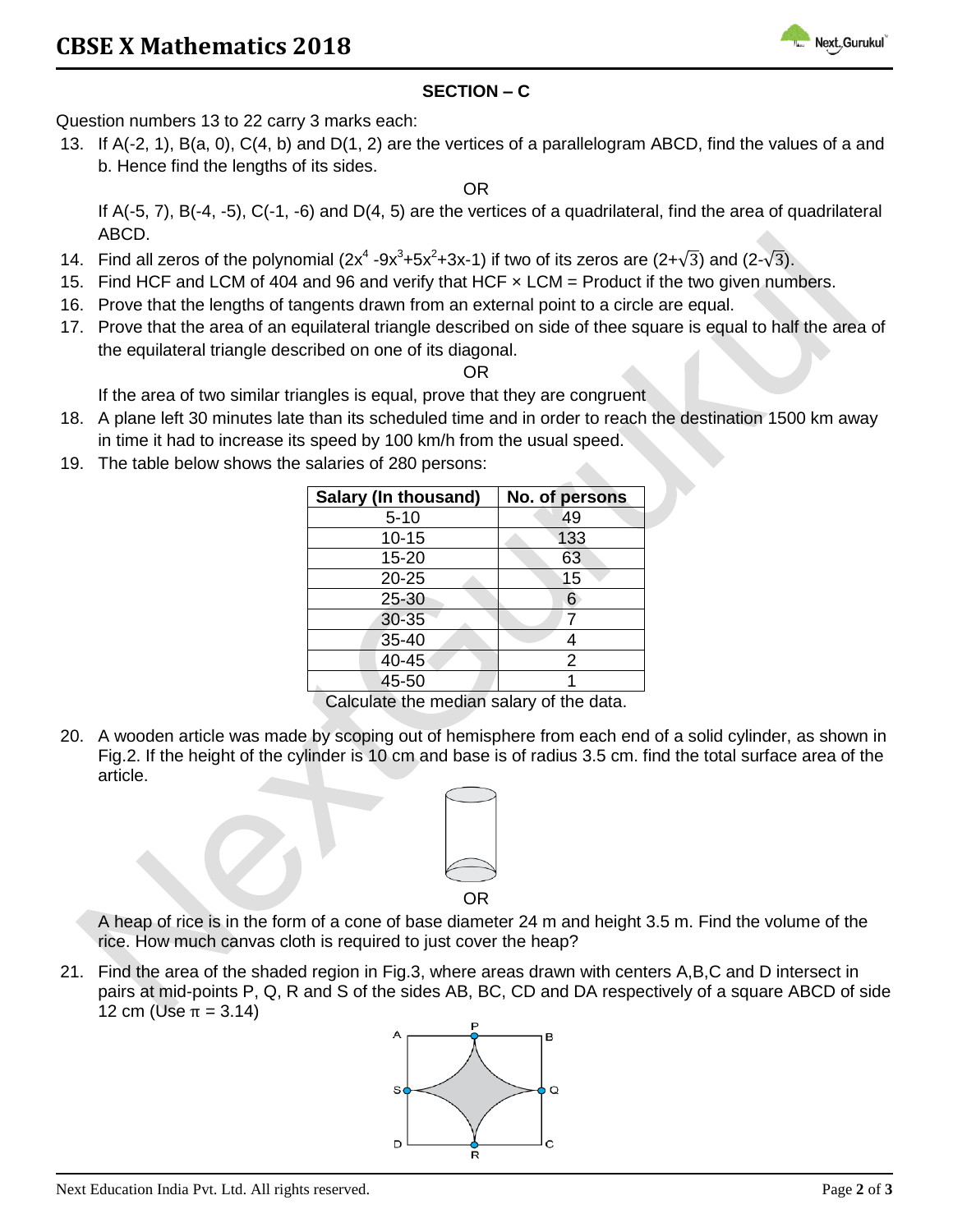## SECTION – C

Question numbers 13 to 22 carry 3 marks each:

13. If A(-2, 1), B(a, 0), C(4, b) and D(1, 2) are the vertices of a parallelogram ABCD, find the values of a and b. Hence find the lengths of its sides.

    OR

    If A(-5, 7), B(-4, -5), C(-1, -6) and D(4, 5) are the vertices of a quadrilateral, find the area of quadrilateral ABCD.

14. Find all zeros of the polynomial ($2x^4 - 9x^3 + 5x^2 + 3x - 1$) if two of its zeros are ($2+\sqrt{3}$) and ($2-\sqrt{3}$).

15. Find HCF and LCM of 404 and 96 and verify that HCF × LCM = Product if the two given numbers.

16. Prove that the lengths of tangents drawn from an external point to a circle are equal.

17. Prove that the area of an equilateral triangle described on side of thee square is equal to half the area of the equilateral triangle described on one of its diagonal.

    OR

    If the area of two similar triangles is equal, prove that they are congruent

18. A plane left 30 minutes late than its scheduled time and in order to reach the destination 1500 km away in time it had to increase its speed by 100 km/h from the usual speed.

19. The table below shows the salaries of 280 persons:

| Salary (In thousand) | No. of persons |
|---|---|
| 5-10 | 49 |
| 10-15 | 133 |
| 15-20 | 63 |
| 20-25 | 15 |
| 25-30 | 6 |
| 30-35 | 7 |
| 35-40 | 4 |
| 40-45 | 2 |
| 45-50 | 1 |

Calculate the median salary of the data.

20. A wooden article was made by scoping out of hemisphere from each end of a solid cylinder, as shown in Fig.2. If the height of the cylinder is 10 cm and base is of radius 3.5 cm. find the total surface area of the article.

    OR

    A heap of rice is in the form of a cone of base diameter 24 m and height 3.5 m. Find the volume of the rice. How much canvas cloth is required to just cover the heap?

21. Find the area of the shaded region in Fig.3, where areas drawn with centers A,B,C and D intersect in pairs at mid-points P, Q, R and S of the sides AB, BC, CD and DA respectively of a square ABCD of side 12 cm (Use $\pi = 3.14$)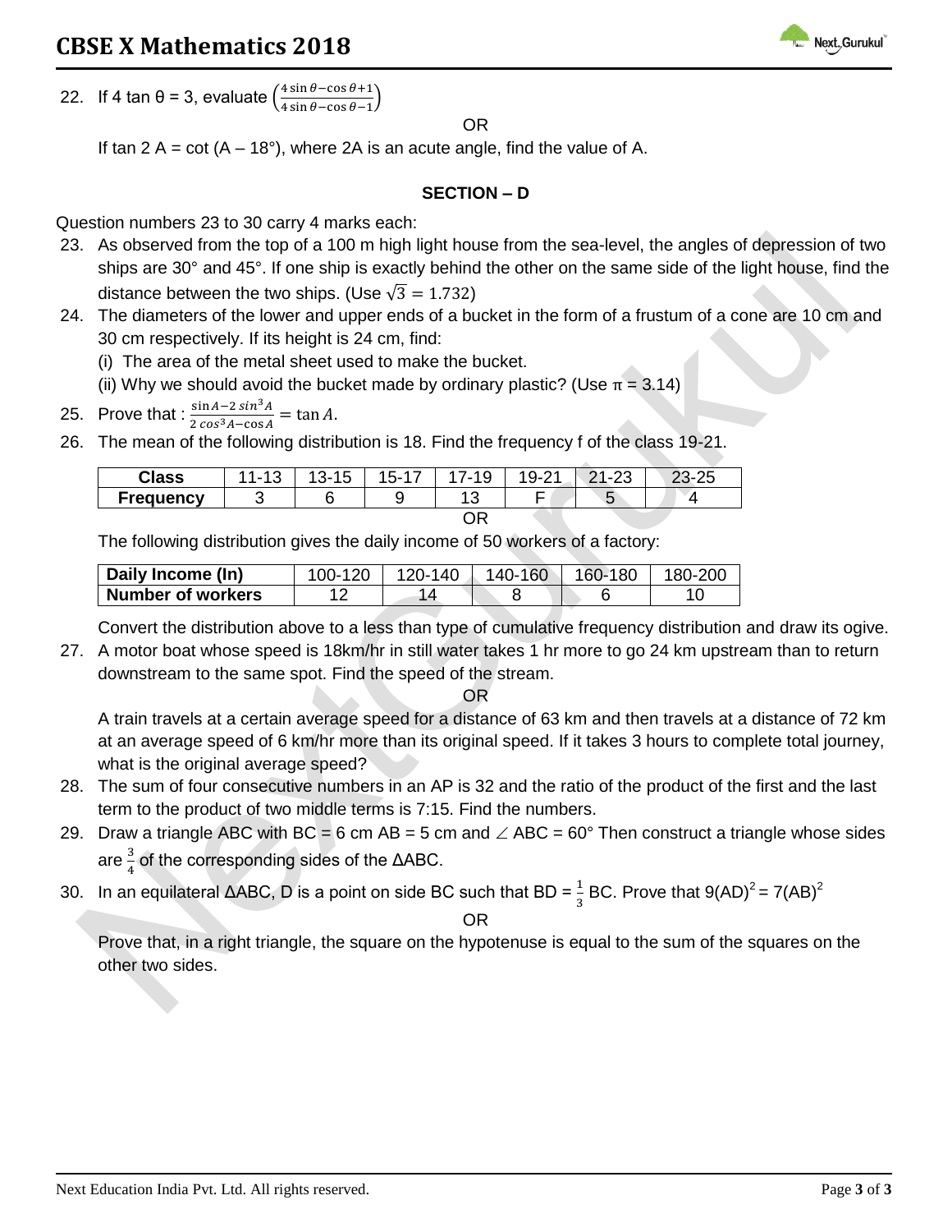22. If 4 tan θ = 3, evaluate $\left(\frac{4\sin\theta - \cos\theta + 1}{4\sin\theta - \cos\theta - 1}\right)$

OR

If tan 2 A = cot (A – 18°), where 2A is an acute angle, find the value of A.

**SECTION – D**

Question numbers 23 to 30 carry 4 marks each:

23. As observed from the top of a 100 m high light house from the sea-level, the angles of depression of two ships are 30° and 45°. If one ship is exactly behind the other on the same side of the light house, find the distance between the two ships. (Use $\sqrt{3} = 1.732$)

24. The diameters of the lower and upper ends of a bucket in the form of a frustum of a cone are 10 cm and 30 cm respectively. If its height is 24 cm, find:

    (i) The area of the metal sheet used to make the bucket.

    (ii) Why we should avoid the bucket made by ordinary plastic? (Use π = 3.14)

25. Prove that : $\frac{\sin A - 2\sin^3 A}{2\cos^3 A - \cos A} = \tan A$.

26. The mean of the following distribution is 18. Find the frequency f of the class 19-21.

| Class | 11-13 | 13-15 | 15-17 | 17-19 | 19-21 | 21-23 | 23-25 |
|---|---|---|---|---|---|---|---|
| Frequency | 3 | 6 | 9 | 13 | F | 5 | 4 |

OR

The following distribution gives the daily income of 50 workers of a factory:

| Daily Income (In) | 100-120 | 120-140 | 140-160 | 160-180 | 180-200 |
|---|---|---|---|---|---|
| Number of workers | 12 | 14 | 8 | 6 | 10 |

Convert the distribution above to a less than type of cumulative frequency distribution and draw its ogive.

27. A motor boat whose speed is 18km/hr in still water takes 1 hr more to go 24 km upstream than to return downstream to the same spot. Find the speed of the stream.

OR

A train travels at a certain average speed for a distance of 63 km and then travels at a distance of 72 km at an average speed of 6 km/hr more than its original speed. If it takes 3 hours to complete total journey, what is the original average speed?

28. The sum of four consecutive numbers in an AP is 32 and the ratio of the product of the first and the last term to the product of two middle terms is 7:15. Find the numbers.

29. Draw a triangle ABC with BC = 6 cm AB = 5 cm and ∠ ABC = 60° Then construct a triangle whose sides are $\frac{3}{4}$ of the corresponding sides of the ΔABC.

30. In an equilateral ΔABC, D is a point on side BC such that BD = $\frac{1}{3}$ BC. Prove that $9(AD)^2 = 7(AB)^2$

OR

Prove that, in a right triangle, the square on the hypotenuse is equal to the sum of the squares on the other two sides.